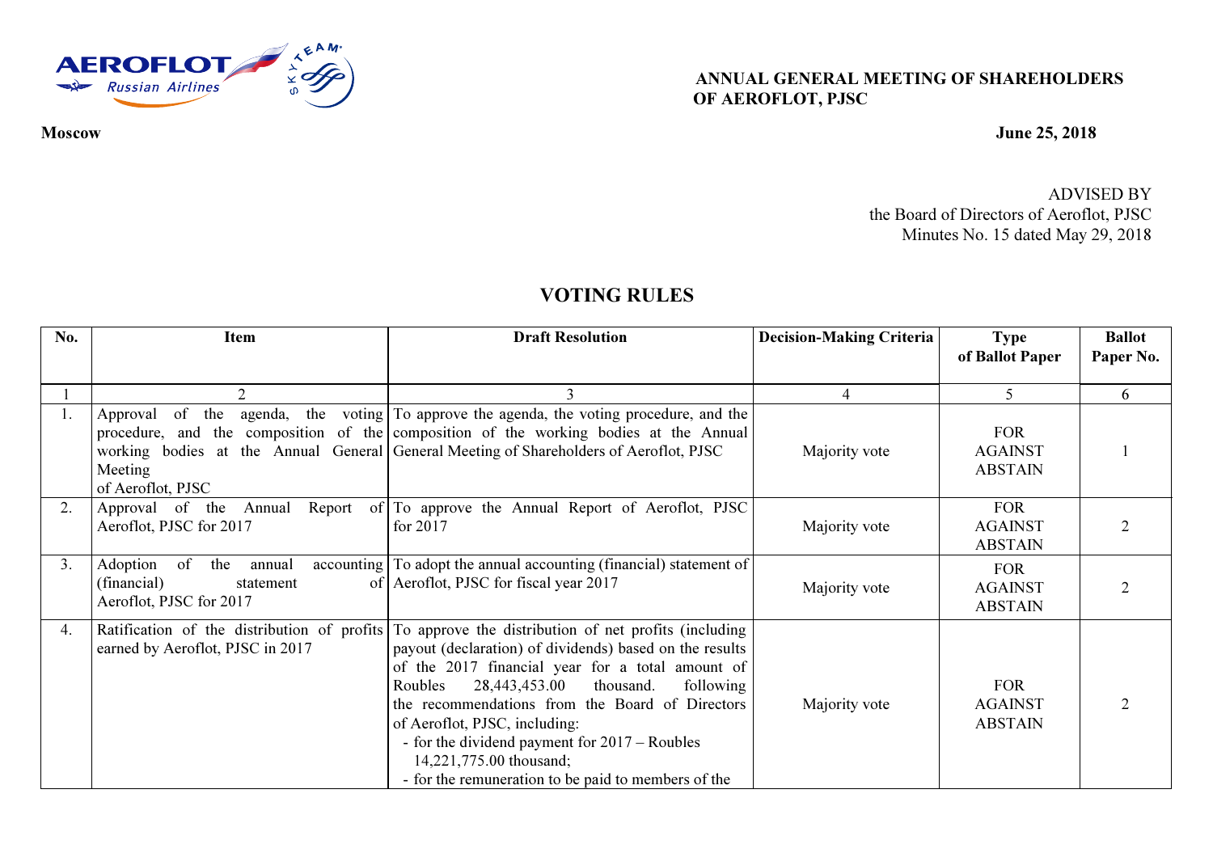**ANNUAL GENERAL MEETING OF SHAREHOLDERS OF AEROFLOT, PJSC**

**Moscow** **June 25, 2018**

ADVISED BY
the Board of Directors of Aeroflot, PJSC
Minutes No. 15 dated May 29, 2018

## VOTING RULES

| No. | Item | Draft Resolution | Decision-Making Criteria | Type of Ballot Paper | Ballot Paper No. |
|---|---|---|---|---|---|
| 1 | 2 | 3 | 4 | 5 | 6 |
| 1. | Approval of the agenda, the voting procedure, and the composition of the working bodies at the Annual General Meeting of Aeroflot, PJSC | To approve the agenda, the voting procedure, and the composition of the working bodies at the Annual General Meeting of Shareholders of Aeroflot, PJSC | Majority vote | FOR AGAINST ABSTAIN | 1 |
| 2. | Approval of the Annual Report of Aeroflot, PJSC for 2017 | To approve the Annual Report of Aeroflot, PJSC for 2017 | Majority vote | FOR AGAINST ABSTAIN | 2 |
| 3. | Adoption of the annual accounting (financial) statement of Aeroflot, PJSC for 2017 | To adopt the annual accounting (financial) statement of Aeroflot, PJSC for fiscal year 2017 | Majority vote | FOR AGAINST ABSTAIN | 2 |
| 4. | Ratification of the distribution of profits earned by Aeroflot, PJSC in 2017 | To approve the distribution of net profits (including payout (declaration) of dividends) based on the results of the 2017 financial year for a total amount of Roubles 28,443,453.00 thousand. following the recommendations from the Board of Directors of Aeroflot, PJSC, including:<br>- for the dividend payment for 2017 – Roubles 14,221,775.00 thousand;<br>- for the remuneration to be paid to members of the | Majority vote | FOR AGAINST ABSTAIN | 2 |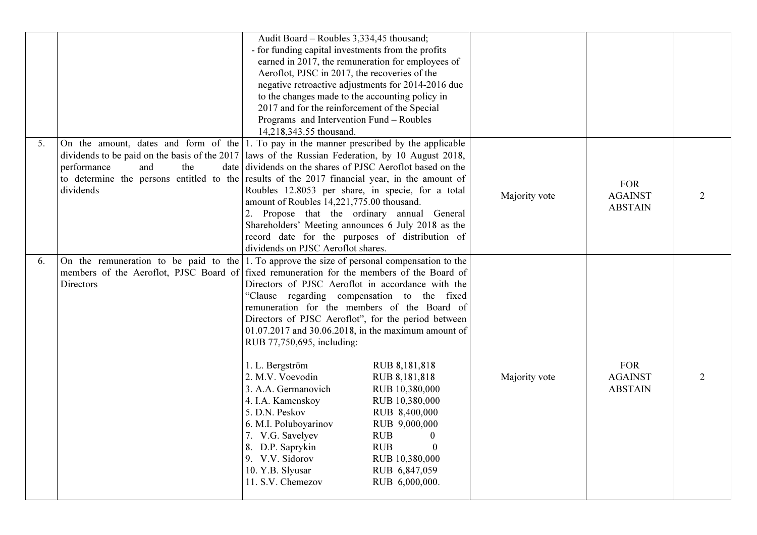| | | | | | |
|---|---|---|---|---|---|
| | | Audit Board – Roubles 3,334,45 thousand;<br>- for funding capital investments from the profits earned in 2017, the remuneration for employees of Aeroflot, PJSC in 2017, the recoveries of the negative retroactive adjustments for 2014-2016 due to the changes made to the accounting policy in 2017 and for the reinforcement of the Special Programs and Intervention Fund – Roubles 14,218,343.55 thousand. | | | |
| 5. | On the amount, dates and form of the dividends to be paid on the basis of the 2017 performance and the date to determine the persons entitled to the dividends | 1. To pay in the manner prescribed by the applicable laws of the Russian Federation, by 10 August 2018, dividends on the shares of PJSC Aeroflot based on the results of the 2017 financial year, in the amount of Roubles 12.8053 per share, in specie, for a total amount of Roubles 14,221,775.00 thousand.<br>2. Propose that the ordinary annual General Shareholders' Meeting announces 6 July 2018 as the record date for the purposes of distribution of dividends on PJSC Aeroflot shares. | Majority vote | FOR<br>AGAINST<br>ABSTAIN | 2 |
| 6. | On the remuneration to be paid to the members of the Aeroflot, PJSC Board of Directors | 1. To approve the size of personal compensation to the fixed remuneration for the members of the Board of Directors of PJSC Aeroflot in accordance with the "Clause regarding compensation to the fixed remuneration for the members of the Board of Directors of PJSC Aeroflot", for the period between 01.07.2017 and 30.06.2018, in the maximum amount of RUB 77,750,695, including:<br><br>1. L. Bergström RUB 8,181,818<br>2. M.V. Voevodin RUB 8,181,818<br>3. A.A. Germanovich RUB 10,380,000<br>4. I.A. Kamenskoy RUB 10,380,000<br>5. D.N. Peskov RUB 8,400,000<br>6. M.I. Poluboyarinov RUB 9,000,000<br>7. V.G. Savelyev RUB 0<br>8. D.P. Saprykin RUB 0<br>9. V.V. Sidorov RUB 10,380,000<br>10. Y.B. Slyusar RUB 6,847,059<br>11. S.V. Chemezov RUB 6,000,000. | Majority vote | FOR<br>AGAINST<br>ABSTAIN | 2 |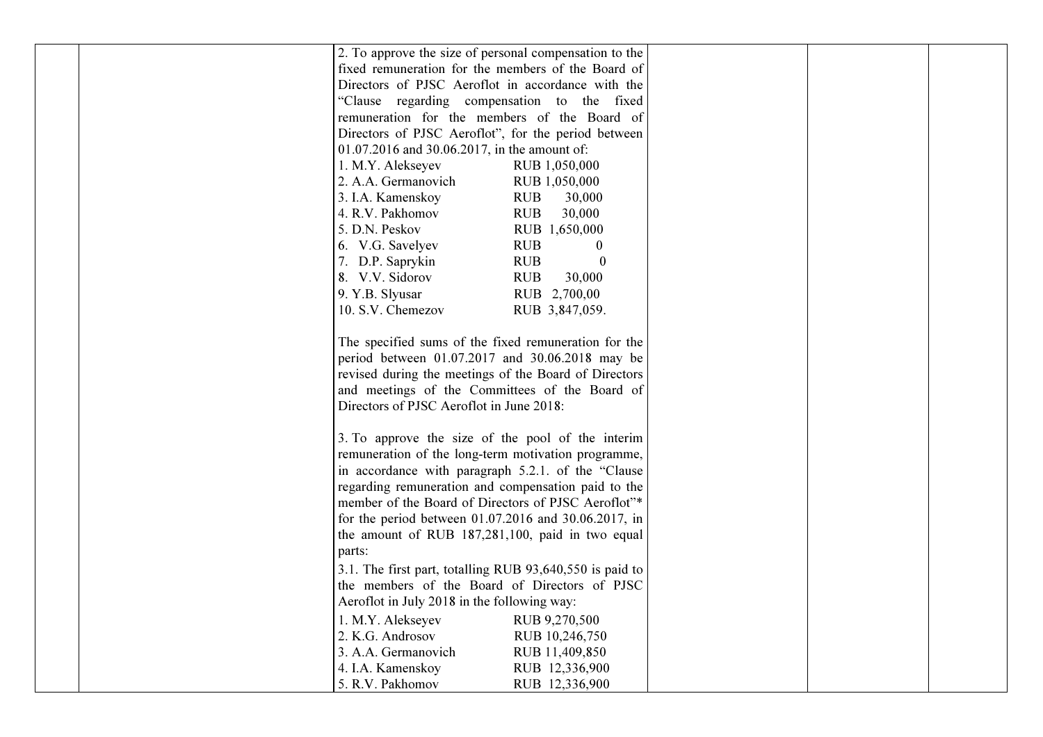| | | | | | |
|---|---|---|---|---|---|
| | | 2. To approve the size of personal compensation to the fixed remuneration for the members of the Board of Directors of PJSC Aeroflot in accordance with the "Clause regarding compensation to the fixed remuneration for the members of the Board of Directors of PJSC Aeroflot", for the period between 01.07.2016 and 30.06.2017, in the amount of:<br>1. M.Y. Alekseyev RUB 1,050,000<br>2. A.A. Germanovich RUB 1,050,000<br>3. I.A. Kamenskoy RUB 30,000<br>4. R.V. Pakhomov RUB 30,000<br>5. D.N. Peskov RUB 1,650,000<br>6. V.G. Savelyev RUB 0<br>7. D.P. Saprykin RUB 0<br>8. V.V. Sidorov RUB 30,000<br>9. Y.B. Slyusar RUB 2,700,00<br>10. S.V. Chemezov RUB 3,847,059.<br><br>The specified sums of the fixed remuneration for the period between 01.07.2017 and 30.06.2018 may be revised during the meetings of the Board of Directors and meetings of the Committees of the Board of Directors of PJSC Aeroflot in June 2018:<br><br>3. To approve the size of the pool of the interim remuneration of the long-term motivation programme, in accordance with paragraph 5.2.1. of the "Clause regarding remuneration and compensation paid to the member of the Board of Directors of PJSC Aeroflot"* for the period between 01.07.2016 and 30.06.2017, in the amount of RUB 187,281,100, paid in two equal parts:<br>3.1. The first part, totalling RUB 93,640,550 is paid to the members of the Board of Directors of PJSC Aeroflot in July 2018 in the following way:<br>1. M.Y. Alekseyev RUB 9,270,500<br>2. K.G. Androsov RUB 10,246,750<br>3. A.A. Germanovich RUB 11,409,850<br>4. I.A. Kamenskoy RUB 12,336,900<br>5. R.V. Pakhomov RUB 12,336,900 | | | |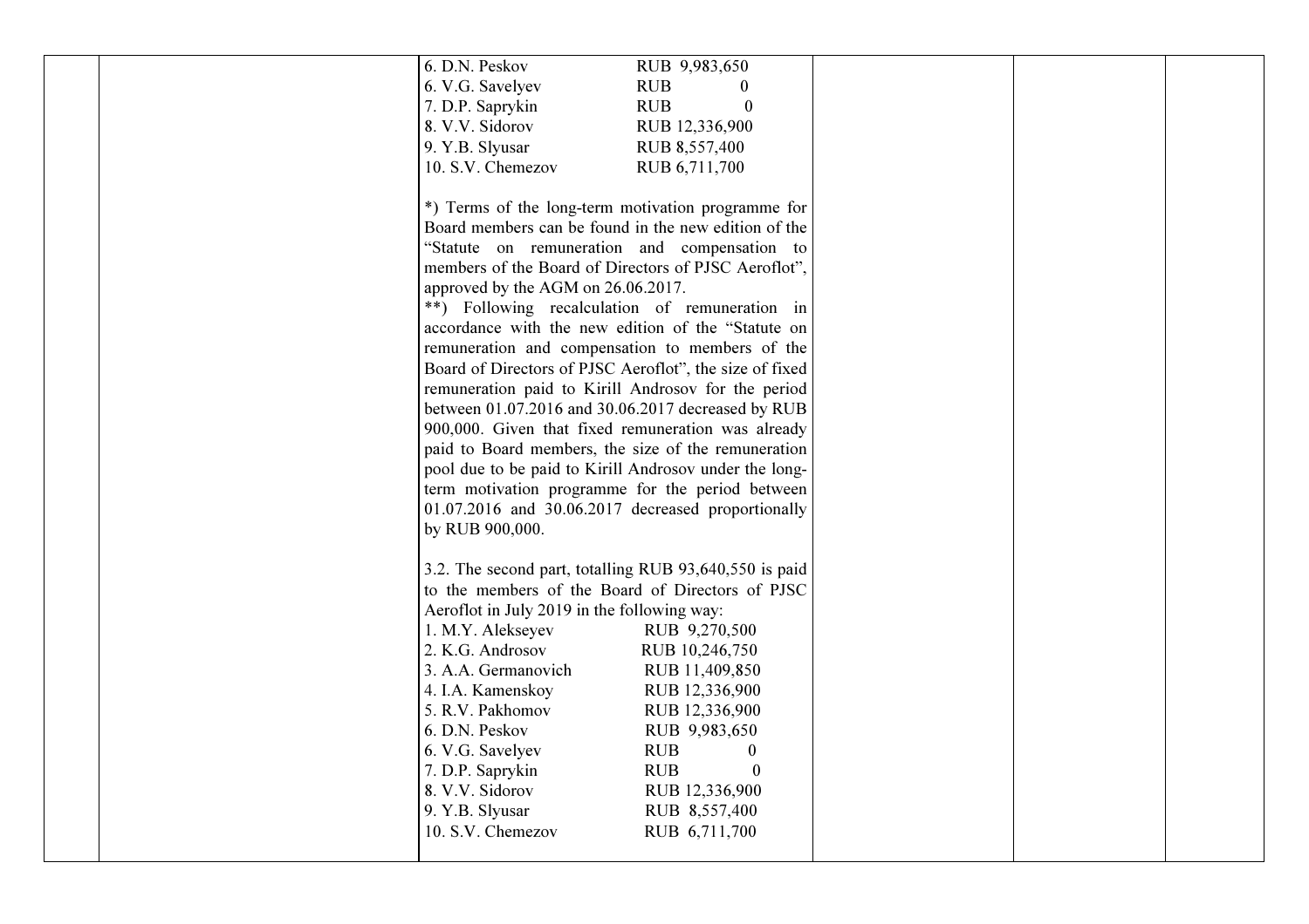| | | | | | |
|---|---|---|---|---|---|
| | | 6. D.N. Peskov RUB 9,983,650<br>6. V.G. Savelyev RUB 0<br>7. D.P. Saprykin RUB 0<br>8. V.V. Sidorov RUB 12,336,900<br>9. Y.B. Slyusar RUB 8,557,400<br>10. S.V. Chemezov RUB 6,711,700<br><br>*) Terms of the long-term motivation programme for Board members can be found in the new edition of the "Statute on remuneration and compensation to members of the Board of Directors of PJSC Aeroflot", approved by the AGM on 26.06.2017.<br>**) Following recalculation of remuneration in accordance with the new edition of the "Statute on remuneration and compensation to members of the Board of Directors of PJSC Aeroflot", the size of fixed remuneration paid to Kirill Androsov for the period between 01.07.2016 and 30.06.2017 decreased by RUB 900,000. Given that fixed remuneration was already paid to Board members, the size of the remuneration pool due to be paid to Kirill Androsov under the long-term motivation programme for the period between 01.07.2016 and 30.06.2017 decreased proportionally by RUB 900,000.<br><br>3.2. The second part, totalling RUB 93,640,550 is paid to the members of the Board of Directors of PJSC Aeroflot in July 2019 in the following way:<br>1. M.Y. Alekseyev RUB 9,270,500<br>2. K.G. Androsov RUB 10,246,750<br>3. A.A. Germanovich RUB 11,409,850<br>4. I.A. Kamenskoy RUB 12,336,900<br>5. R.V. Pakhomov RUB 12,336,900<br>6. D.N. Peskov RUB 9,983,650<br>6. V.G. Savelyev RUB 0<br>7. D.P. Saprykin RUB 0<br>8. V.V. Sidorov RUB 12,336,900<br>9. Y.B. Slyusar RUB 8,557,400<br>10. S.V. Chemezov RUB 6,711,700 | | | |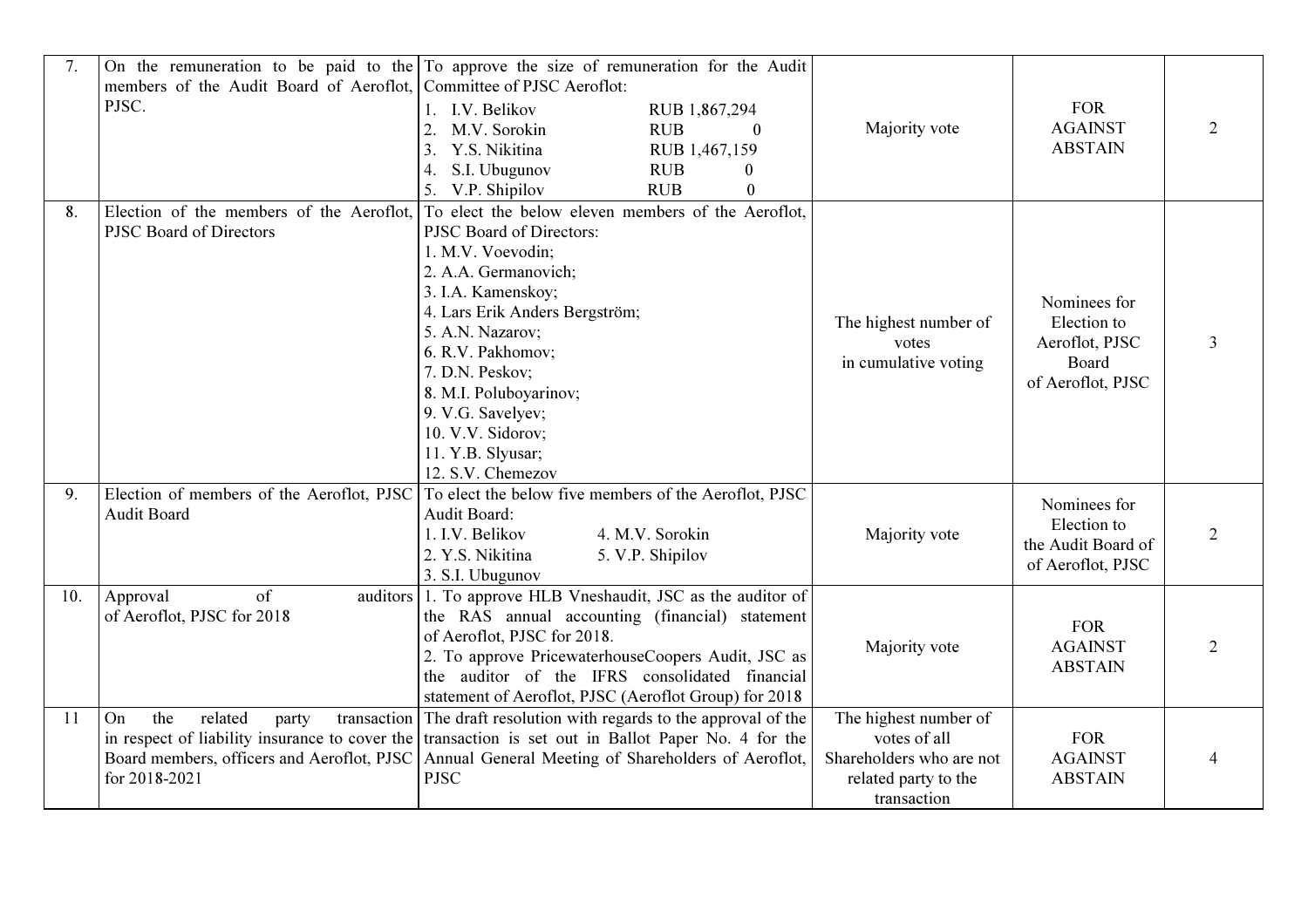| 7. | On the remuneration to be paid to the members of the Audit Board of Aeroflot, PJSC. | To approve the size of remuneration for the Audit Committee of PJSC Aeroflot:<br>1. I.V. Belikov RUB 1,867,294<br>2. M.V. Sorokin RUB 0<br>3. Y.S. Nikitina RUB 1,467,159<br>4. S.I. Ubugunov RUB 0<br>5. V.P. Shipilov RUB 0 | Majority vote | FOR<br>AGAINST<br>ABSTAIN | 2 |
|---|---|---|---|---|---|
| 8. | Election of the members of the Aeroflot, PJSC Board of Directors | To elect the below eleven members of the Aeroflot, PJSC Board of Directors:<br>1. M.V. Voevodin;<br>2. A.A. Germanovich;<br>3. I.A. Kamenskoy;<br>4. Lars Erik Anders Bergström;<br>5. A.N. Nazarov;<br>6. R.V. Pakhomov;<br>7. D.N. Peskov;<br>8. M.I. Poluboyarinov;<br>9. V.G. Savelyev;<br>10. V.V. Sidorov;<br>11. Y.B. Slyusar;<br>12. S.V. Chemezov | The highest number of votes in cumulative voting | Nominees for Election to Aeroflot, PJSC Board of Aeroflot, PJSC | 3 |
| 9. | Election of members of the Aeroflot, PJSC Audit Board | To elect the below five members of the Aeroflot, PJSC Audit Board:<br>1. I.V. Belikov<br>2. Y.S. Nikitina<br>3. S.I. Ubugunov<br>4. M.V. Sorokin<br>5. V.P. Shipilov | Majority vote | Nominees for Election to the Audit Board of Aeroflot, PJSC | 2 |
| 10. | Approval of auditors of Aeroflot, PJSC for 2018 | 1. To approve HLB Vneshaudit, JSC as the auditor of the RAS annual accounting (financial) statement of Aeroflot, PJSC for 2018.<br>2. To approve PricewaterhouseCoopers Audit, JSC as the auditor of the IFRS consolidated financial statement of Aeroflot, PJSC (Aeroflot Group) for 2018 | Majority vote | FOR<br>AGAINST<br>ABSTAIN | 2 |
| 11 | On the related party transaction in respect of liability insurance to cover the Board members, officers and Aeroflot, PJSC for 2018-2021 | The draft resolution with regards to the approval of the transaction is set out in Ballot Paper No. 4 for the Annual General Meeting of Shareholders of Aeroflot, PJSC | The highest number of votes of all Shareholders who are not related party to the transaction | FOR<br>AGAINST<br>ABSTAIN | 4 |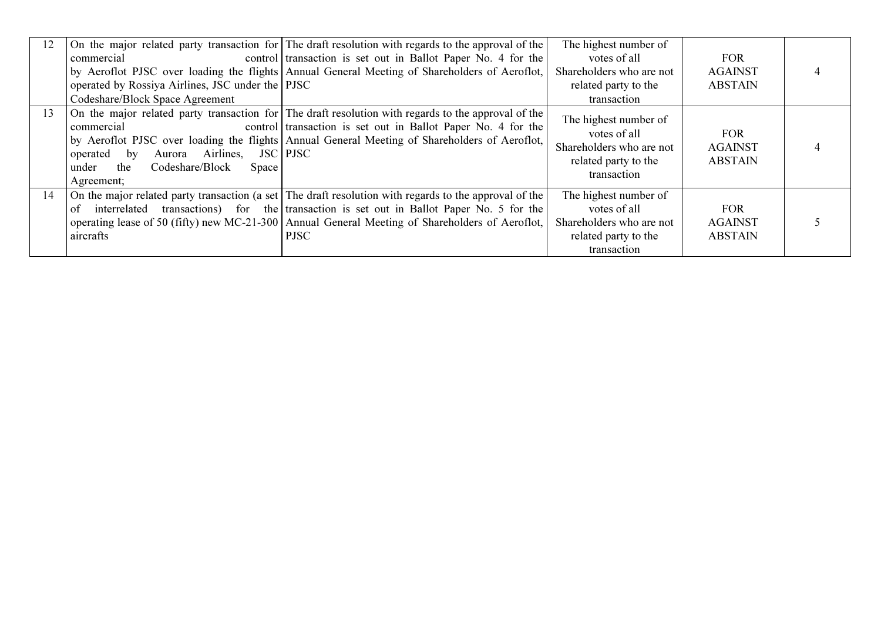| | | | | | |
|---|---|---|---|---|---|
| 12 | On the major related party transaction for commercial control by Aeroflot PJSC over loading the flights operated by Rossiya Airlines, JSC under the Codeshare/Block Space Agreement | The draft resolution with regards to the approval of the transaction is set out in Ballot Paper No. 4 for the Annual General Meeting of Shareholders of Aeroflot, PJSC | The highest number of votes of all Shareholders who are not related party to the transaction | FOR AGAINST ABSTAIN | 4 |
| 13 | On the major related party transaction for commercial control by Aeroflot PJSC over loading the flights operated by Aurora Airlines, JSC under the Codeshare/Block Space Agreement; | The draft resolution with regards to the approval of the transaction is set out in Ballot Paper No. 4 for the Annual General Meeting of Shareholders of Aeroflot, PJSC | The highest number of votes of all Shareholders who are not related party to the transaction | FOR AGAINST ABSTAIN | 4 |
| 14 | On the major related party transaction (a set of interrelated transactions) for the operating lease of 50 (fifty) new MC-21-300 aircrafts | The draft resolution with regards to the approval of the transaction is set out in Ballot Paper No. 5 for the Annual General Meeting of Shareholders of Aeroflot, PJSC | The highest number of votes of all Shareholders who are not related party to the transaction | FOR AGAINST ABSTAIN | 5 |